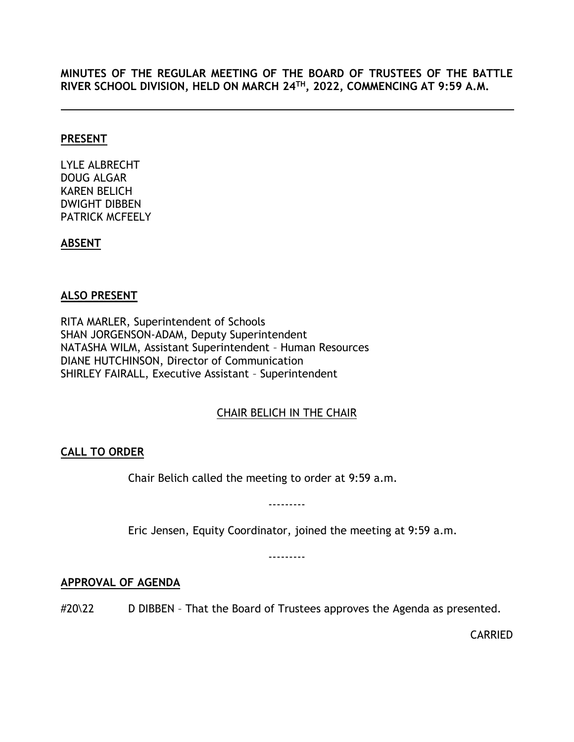**MINUTES OF THE REGULAR MEETING OF THE BOARD OF TRUSTEES OF THE BATTLE RIVER SCHOOL DIVISION, HELD ON MARCH 24TH, 2022, COMMENCING AT 9:59 A.M.**

---

**PRESENT**

LYLE ALBRECHT
DOUG ALGAR
KAREN BELICH
DWIGHT DIBBEN
PATRICK MCFEELY

**ABSENT**

**ALSO PRESENT**

RITA MARLER, Superintendent of Schools
SHAN JORGENSON-ADAM, Deputy Superintendent
NATASHA WILM, Assistant Superintendent – Human Resources
DIANE HUTCHINSON, Director of Communication
SHIRLEY FAIRALL, Executive Assistant – Superintendent

CHAIR BELICH IN THE CHAIR

**CALL TO ORDER**

Chair Belich called the meeting to order at 9:59 a.m.

---------

Eric Jensen, Equity Coordinator, joined the meeting at 9:59 a.m.

---------

**APPROVAL OF AGENDA**

#20\22 D DIBBEN – That the Board of Trustees approves the Agenda as presented.

CARRIED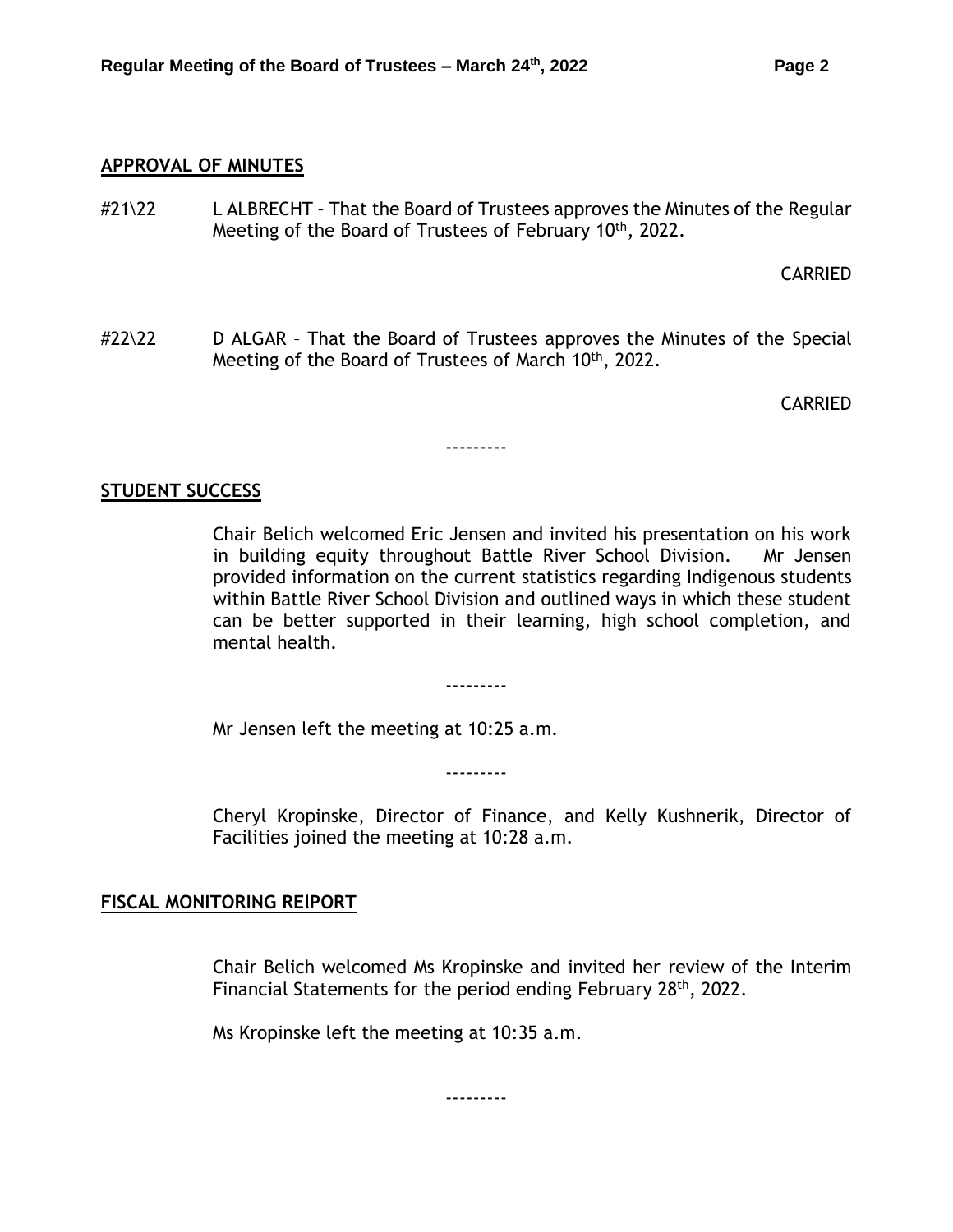## APPROVAL OF MINUTES

#21\22 L ALBRECHT – That the Board of Trustees approves the Minutes of the Regular Meeting of the Board of Trustees of February 10th, 2022.

CARRIED

#22\22 D ALGAR – That the Board of Trustees approves the Minutes of the Special Meeting of the Board of Trustees of March 10th, 2022.

CARRIED

---------

## STUDENT SUCCESS

Chair Belich welcomed Eric Jensen and invited his presentation on his work in building equity throughout Battle River School Division. Mr Jensen provided information on the current statistics regarding Indigenous students within Battle River School Division and outlined ways in which these student can be better supported in their learning, high school completion, and mental health.

---------

Mr Jensen left the meeting at 10:25 a.m.

---------

Cheryl Kropinske, Director of Finance, and Kelly Kushnerik, Director of Facilities joined the meeting at 10:28 a.m.

## FISCAL MONITORING REIPORT

Chair Belich welcomed Ms Kropinske and invited her review of the Interim Financial Statements for the period ending February 28th, 2022.

Ms Kropinske left the meeting at 10:35 a.m.

---------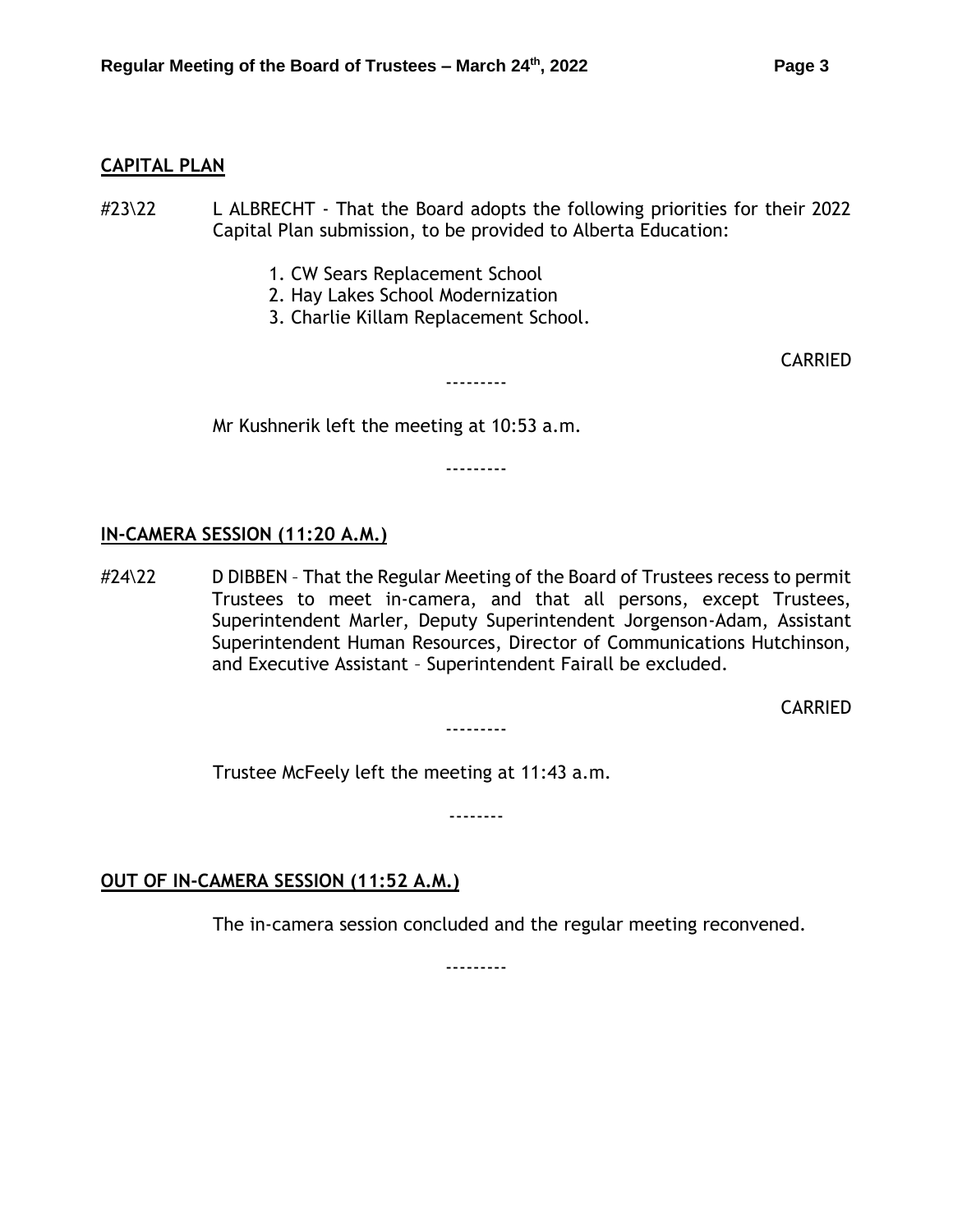## CAPITAL PLAN

#23\22 L ALBRECHT - That the Board adopts the following priorities for their 2022 Capital Plan submission, to be provided to Alberta Education:

1. CW Sears Replacement School
2. Hay Lakes School Modernization
3. Charlie Killam Replacement School.

CARRIED

---------

Mr Kushnerik left the meeting at 10:53 a.m.

---------

## IN-CAMERA SESSION (11:20 A.M.)

#24\22 D DIBBEN – That the Regular Meeting of the Board of Trustees recess to permit Trustees to meet in-camera, and that all persons, except Trustees, Superintendent Marler, Deputy Superintendent Jorgenson-Adam, Assistant Superintendent Human Resources, Director of Communications Hutchinson, and Executive Assistant – Superintendent Fairall be excluded.

CARRIED

---------

Trustee McFeely left the meeting at 11:43 a.m.

--------

## OUT OF IN-CAMERA SESSION (11:52 A.M.)

The in-camera session concluded and the regular meeting reconvened.

---------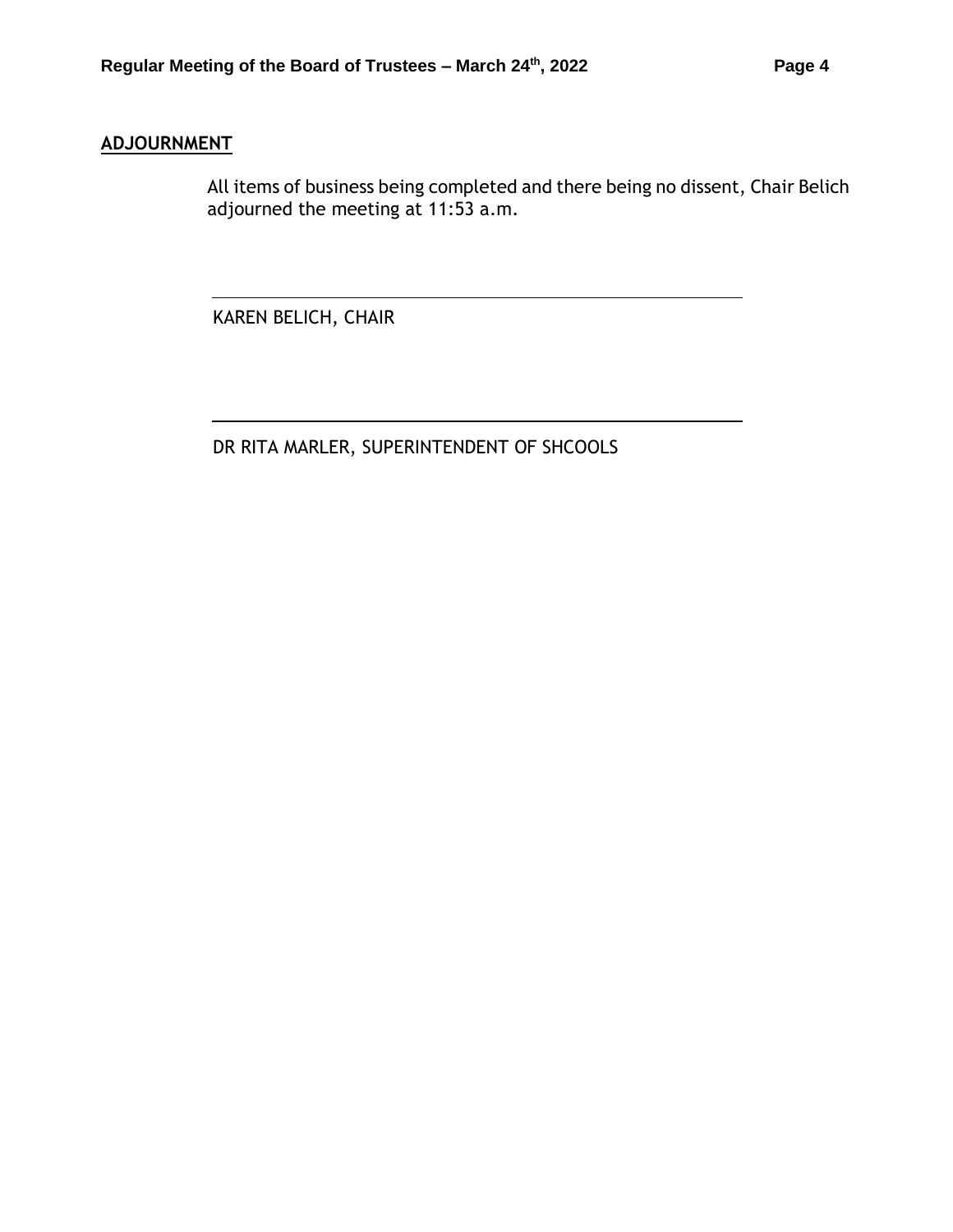## ADJOURNMENT

All items of business being completed and there being no dissent, Chair Belich adjourned the meeting at 11:53 a.m.

KAREN BELICH, CHAIR

DR RITA MARLER, SUPERINTENDENT OF SHCOOLS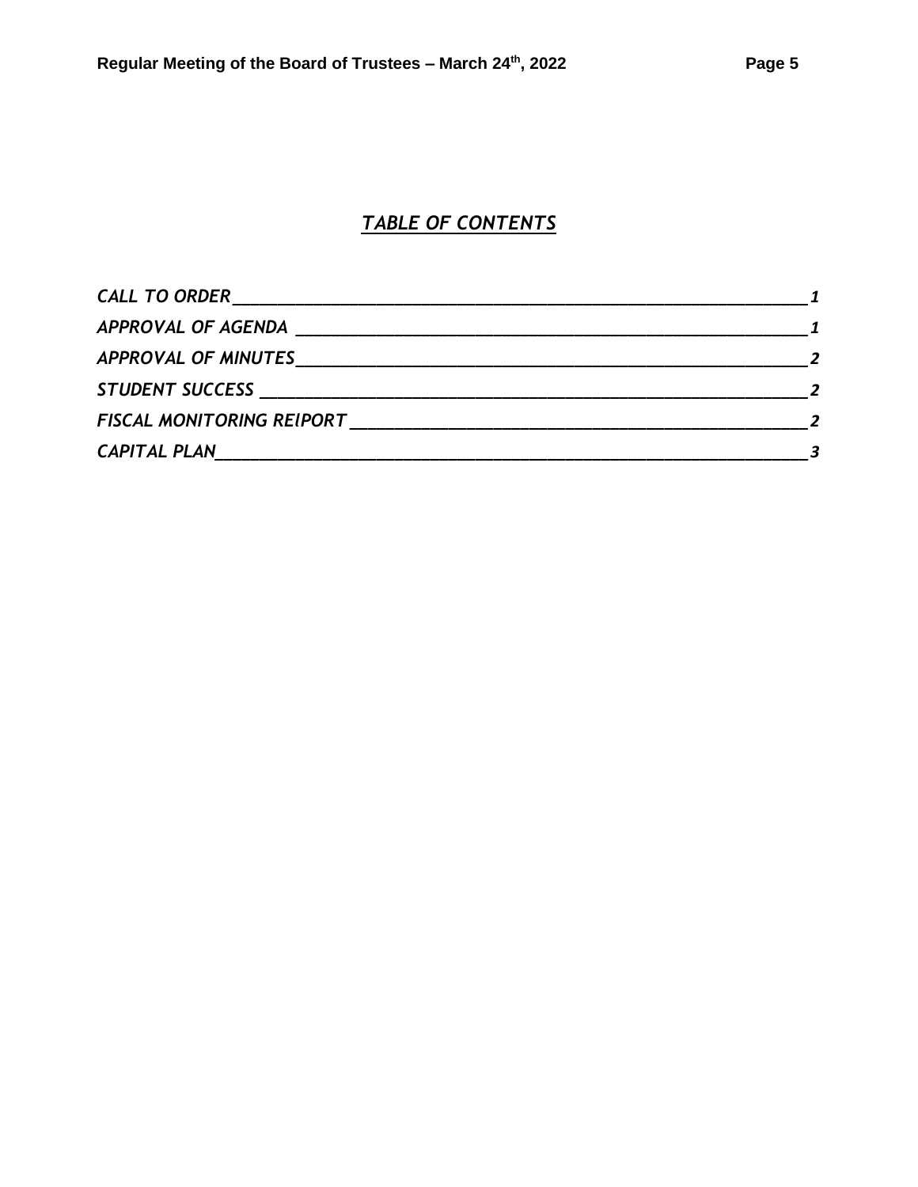## *TABLE OF CONTENTS*

*CALL TO ORDER* ____ *1*
*APPROVAL OF AGENDA* ____ *1*
*APPROVAL OF MINUTES* ____ *2*
*STUDENT SUCCESS* ____ *2*
*FISCAL MONITORING REIPORT* ____ *2*
*CAPITAL PLAN* ____ *3*